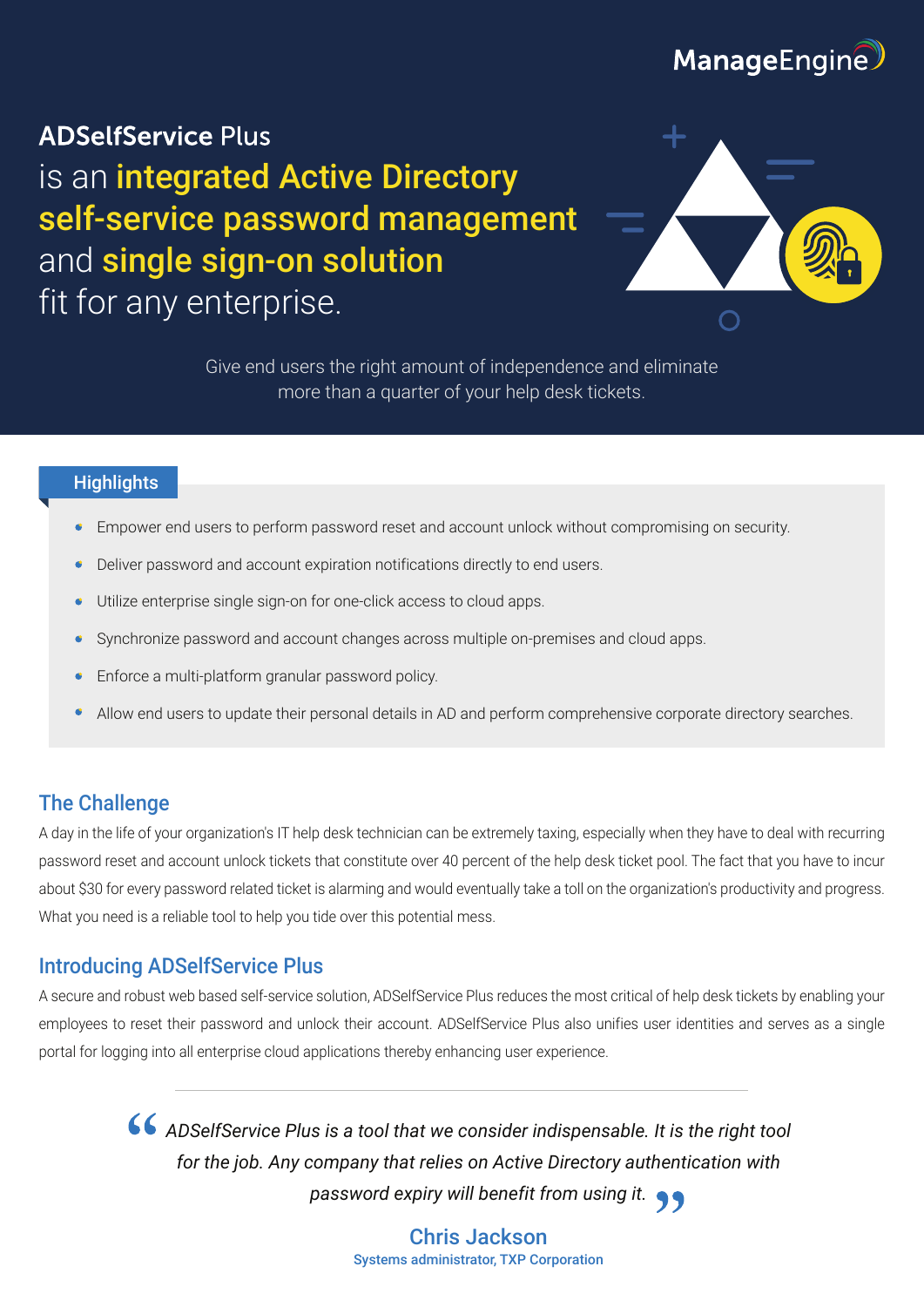ManageEngine

# ADSelfService Plus is an **integrated Active Directory self-service password management** and **single sign-on solution** fit for any enterprise.

Give end users the right amount of independence and eliminate more than a quarter of your help desk tickets.

## Highlights

- Empower end users to perform password reset and account unlock without compromising on security.
- Deliver password and account expiration notifications directly to end users.
- Utilize enterprise single sign-on for one-click access to cloud apps.
- Synchronize password and account changes across multiple on-premises and cloud apps.
- Enforce a multi-platform granular password policy.
- Allow end users to update their personal details in AD and perform comprehensive corporate directory searches.

## The Challenge

A day in the life of your organization's IT help desk technician can be extremely taxing, especially when they have to deal with recurring password reset and account unlock tickets that constitute over 40 percent of the help desk ticket pool. The fact that you have to incur about $30 for every password related ticket is alarming and would eventually take a toll on the organization's productivity and progress. What you need is a reliable tool to help you tide over this potential mess.

## Introducing ADSelfService Plus

A secure and robust web based self-service solution, ADSelfService Plus reduces the most critical of help desk tickets by enabling your employees to reset their password and unlock their account. ADSelfService Plus also unifies user identities and serves as a single portal for logging into all enterprise cloud applications thereby enhancing user experience.

---

> *ADSelfService Plus is a tool that we consider indispensable. It is the right tool for the job. Any company that relies on Active Directory authentication with password expiry will benefit from using it.*

**Chris Jackson**
Systems administrator, TXP Corporation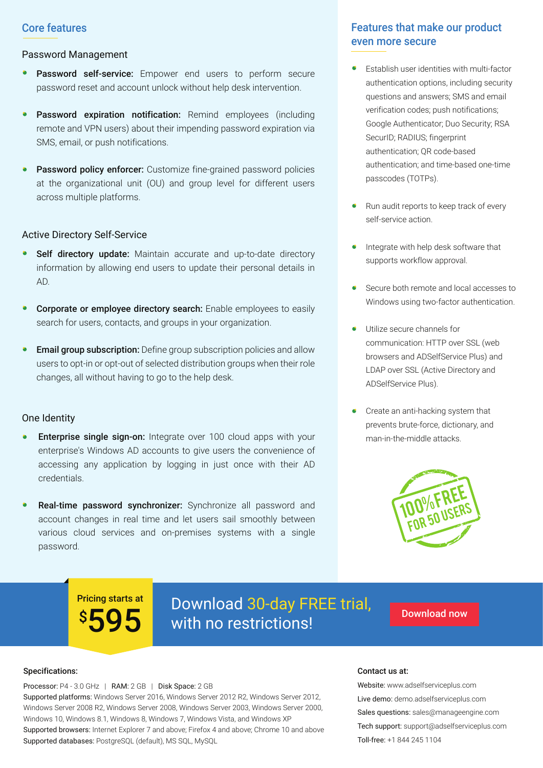## Core features

### Password Management

- **Password self-service:** Empower end users to perform secure password reset and account unlock without help desk intervention.
- **Password expiration notification:** Remind employees (including remote and VPN users) about their impending password expiration via SMS, email, or push notifications.
- **Password policy enforcer:** Customize fine-grained password policies at the organizational unit (OU) and group level for different users across multiple platforms.

### Active Directory Self-Service

- **Self directory update:** Maintain accurate and up-to-date directory information by allowing end users to update their personal details in AD.
- **Corporate or employee directory search:** Enable employees to easily search for users, contacts, and groups in your organization.
- **Email group subscription:** Define group subscription policies and allow users to opt-in or opt-out of selected distribution groups when their role changes, all without having to go to the help desk.

### One Identity

- **Enterprise single sign-on:** Integrate over 100 cloud apps with your enterprise's Windows AD accounts to give users the convenience of accessing any application by logging in just once with their AD credentials.
- **Real-time password synchronizer:** Synchronize all password and account changes in real time and let users sail smoothly between various cloud services and on-premises systems with a single password.

## Features that make our product even more secure

- Establish user identities with multi-factor authentication options, including security questions and answers; SMS and email verification codes; push notifications; Google Authenticator; Duo Security; RSA SecurID; RADIUS; fingerprint authentication; QR code-based authentication; and time-based one-time passcodes (TOTPs).
- Run audit reports to keep track of every self-service action.
- Integrate with help desk software that supports workflow approval.
- Secure both remote and local accesses to Windows using two-factor authentication.
- Utilize secure channels for communication: HTTP over SSL (web browsers and ADSelfService Plus) and LDAP over SSL (Active Directory and ADSelfService Plus).
- Create an anti-hacking system that prevents brute-force, dictionary, and man-in-the-middle attacks.

100% FREE FOR 50 USERS

Pricing starts at $595

Download 30-day FREE trial, with no restrictions!

Download now

**Specifications:**

Processor: P4 - 3.0 GHz | RAM: 2 GB | Disk Space: 2 GB

Supported platforms: Windows Server 2016, Windows Server 2012 R2, Windows Server 2012, Windows Server 2008 R2, Windows Server 2008, Windows Server 2003, Windows Server 2000, Windows 10, Windows 8.1, Windows 8, Windows 7, Windows Vista, and Windows XP

Supported browsers: Internet Explorer 7 and above; Firefox 4 and above; Chrome 10 and above

Supported databases: PostgreSQL (default), MS SQL, MySQL

**Contact us at:**

Website: www.adselfserviceplus.com

Live demo: demo.adselfserviceplus.com

Sales questions: sales@manageengine.com

Tech support: support@adselfserviceplus.com

Toll-free: +1 844 245 1104